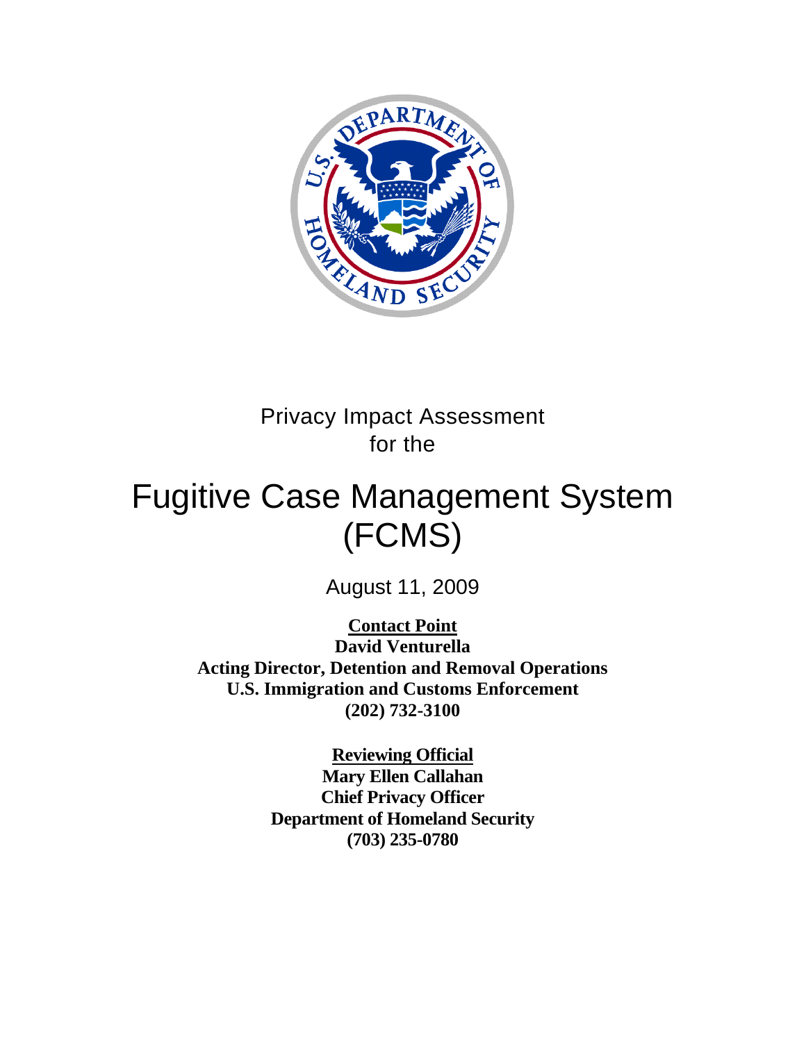# Privacy Impact Assessment for the

# Fugitive Case Management System (FCMS)

August 11, 2009

**Contact Point**
**David Venturella**
**Acting Director, Detention and Removal Operations**
**U.S. Immigration and Customs Enforcement**
**(202) 732-3100**

**Reviewing Official**
**Mary Ellen Callahan**
**Chief Privacy Officer**
**Department of Homeland Security**
**(703) 235-0780**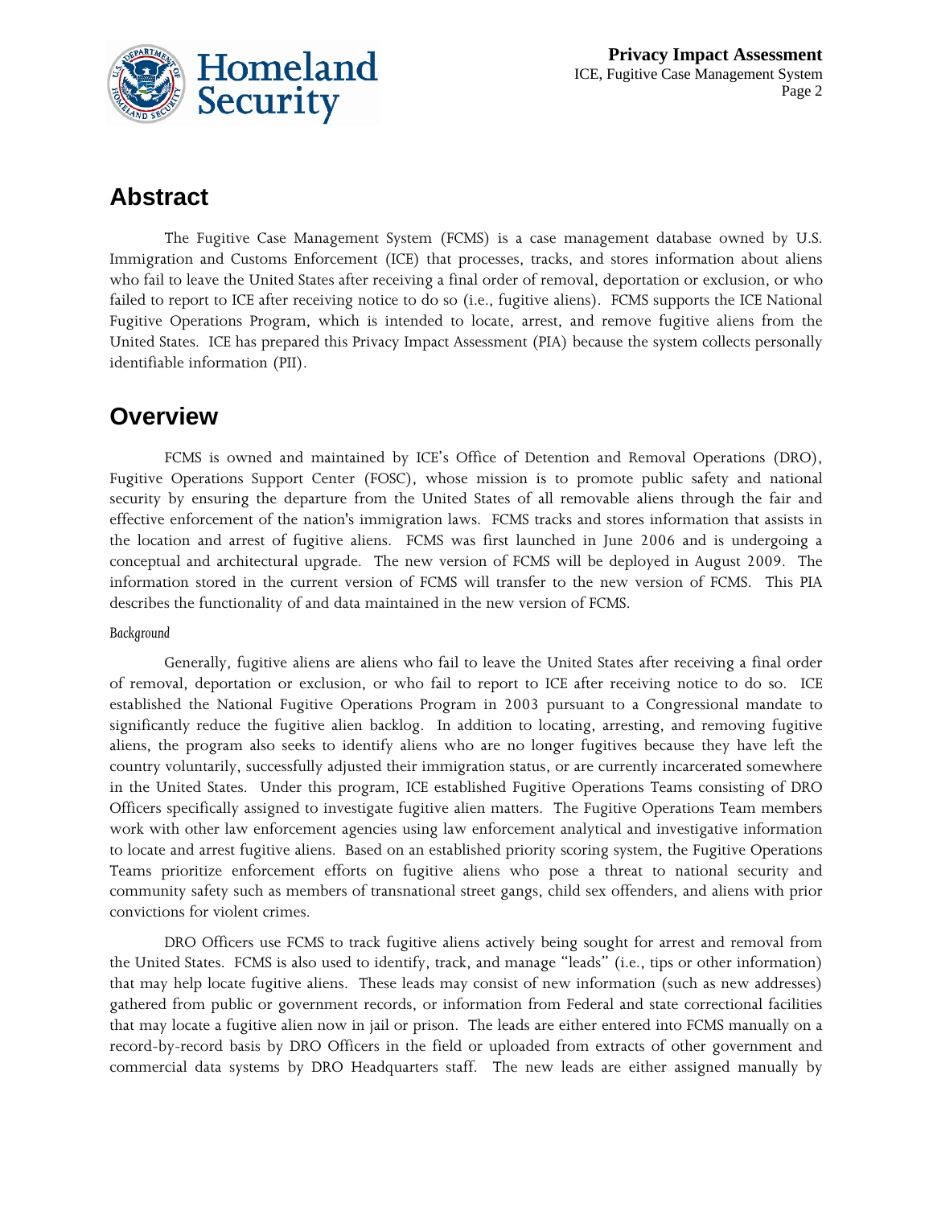## Abstract

The Fugitive Case Management System (FCMS) is a case management database owned by U.S. Immigration and Customs Enforcement (ICE) that processes, tracks, and stores information about aliens who fail to leave the United States after receiving a final order of removal, deportation or exclusion, or who failed to report to ICE after receiving notice to do so (i.e., fugitive aliens). FCMS supports the ICE National Fugitive Operations Program, which is intended to locate, arrest, and remove fugitive aliens from the United States. ICE has prepared this Privacy Impact Assessment (PIA) because the system collects personally identifiable information (PII).

## Overview

FCMS is owned and maintained by ICE's Office of Detention and Removal Operations (DRO), Fugitive Operations Support Center (FOSC), whose mission is to promote public safety and national security by ensuring the departure from the United States of all removable aliens through the fair and effective enforcement of the nation's immigration laws. FCMS tracks and stores information that assists in the location and arrest of fugitive aliens. FCMS was first launched in June 2006 and is undergoing a conceptual and architectural upgrade. The new version of FCMS will be deployed in August 2009. The information stored in the current version of FCMS will transfer to the new version of FCMS. This PIA describes the functionality of and data maintained in the new version of FCMS.

*Background*

Generally, fugitive aliens are aliens who fail to leave the United States after receiving a final order of removal, deportation or exclusion, or who fail to report to ICE after receiving notice to do so. ICE established the National Fugitive Operations Program in 2003 pursuant to a Congressional mandate to significantly reduce the fugitive alien backlog. In addition to locating, arresting, and removing fugitive aliens, the program also seeks to identify aliens who are no longer fugitives because they have left the country voluntarily, successfully adjusted their immigration status, or are currently incarcerated somewhere in the United States. Under this program, ICE established Fugitive Operations Teams consisting of DRO Officers specifically assigned to investigate fugitive alien matters. The Fugitive Operations Team members work with other law enforcement agencies using law enforcement analytical and investigative information to locate and arrest fugitive aliens. Based on an established priority scoring system, the Fugitive Operations Teams prioritize enforcement efforts on fugitive aliens who pose a threat to national security and community safety such as members of transnational street gangs, child sex offenders, and aliens with prior convictions for violent crimes.

DRO Officers use FCMS to track fugitive aliens actively being sought for arrest and removal from the United States. FCMS is also used to identify, track, and manage "leads" (i.e., tips or other information) that may help locate fugitive aliens. These leads may consist of new information (such as new addresses) gathered from public or government records, or information from Federal and state correctional facilities that may locate a fugitive alien now in jail or prison. The leads are either entered into FCMS manually on a record-by-record basis by DRO Officers in the field or uploaded from extracts of other government and commercial data systems by DRO Headquarters staff. The new leads are either assigned manually by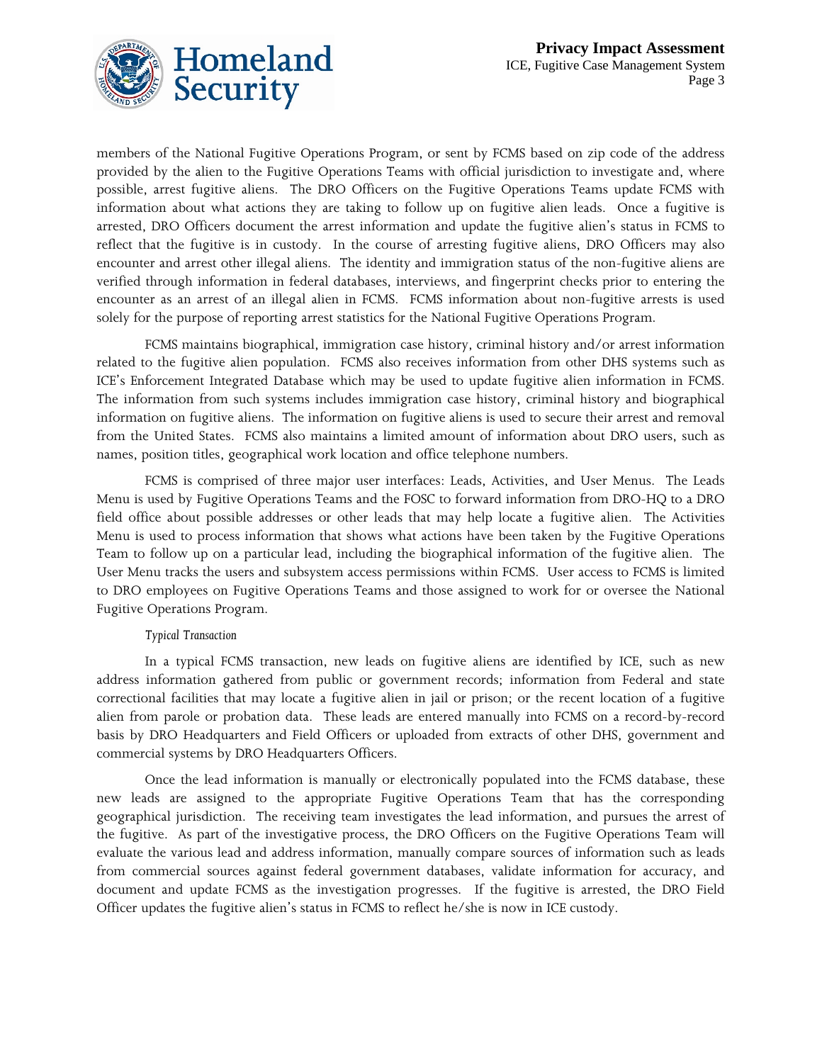members of the National Fugitive Operations Program, or sent by FCMS based on zip code of the address provided by the alien to the Fugitive Operations Teams with official jurisdiction to investigate and, where possible, arrest fugitive aliens. The DRO Officers on the Fugitive Operations Teams update FCMS with information about what actions they are taking to follow up on fugitive alien leads. Once a fugitive is arrested, DRO Officers document the arrest information and update the fugitive alien's status in FCMS to reflect that the fugitive is in custody. In the course of arresting fugitive aliens, DRO Officers may also encounter and arrest other illegal aliens. The identity and immigration status of the non-fugitive aliens are verified through information in federal databases, interviews, and fingerprint checks prior to entering the encounter as an arrest of an illegal alien in FCMS. FCMS information about non-fugitive arrests is used solely for the purpose of reporting arrest statistics for the National Fugitive Operations Program.

FCMS maintains biographical, immigration case history, criminal history and/or arrest information related to the fugitive alien population. FCMS also receives information from other DHS systems such as ICE's Enforcement Integrated Database which may be used to update fugitive alien information in FCMS. The information from such systems includes immigration case history, criminal history and biographical information on fugitive aliens. The information on fugitive aliens is used to secure their arrest and removal from the United States. FCMS also maintains a limited amount of information about DRO users, such as names, position titles, geographical work location and office telephone numbers.

FCMS is comprised of three major user interfaces: Leads, Activities, and User Menus. The Leads Menu is used by Fugitive Operations Teams and the FOSC to forward information from DRO-HQ to a DRO field office about possible addresses or other leads that may help locate a fugitive alien. The Activities Menu is used to process information that shows what actions have been taken by the Fugitive Operations Team to follow up on a particular lead, including the biographical information of the fugitive alien. The User Menu tracks the users and subsystem access permissions within FCMS. User access to FCMS is limited to DRO employees on Fugitive Operations Teams and those assigned to work for or oversee the National Fugitive Operations Program.

*Typical Transaction*

In a typical FCMS transaction, new leads on fugitive aliens are identified by ICE, such as new address information gathered from public or government records; information from Federal and state correctional facilities that may locate a fugitive alien in jail or prison; or the recent location of a fugitive alien from parole or probation data. These leads are entered manually into FCMS on a record-by-record basis by DRO Headquarters and Field Officers or uploaded from extracts of other DHS, government and commercial systems by DRO Headquarters Officers.

Once the lead information is manually or electronically populated into the FCMS database, these new leads are assigned to the appropriate Fugitive Operations Team that has the corresponding geographical jurisdiction. The receiving team investigates the lead information, and pursues the arrest of the fugitive. As part of the investigative process, the DRO Officers on the Fugitive Operations Team will evaluate the various lead and address information, manually compare sources of information such as leads from commercial sources against federal government databases, validate information for accuracy, and document and update FCMS as the investigation progresses. If the fugitive is arrested, the DRO Field Officer updates the fugitive alien's status in FCMS to reflect he/she is now in ICE custody.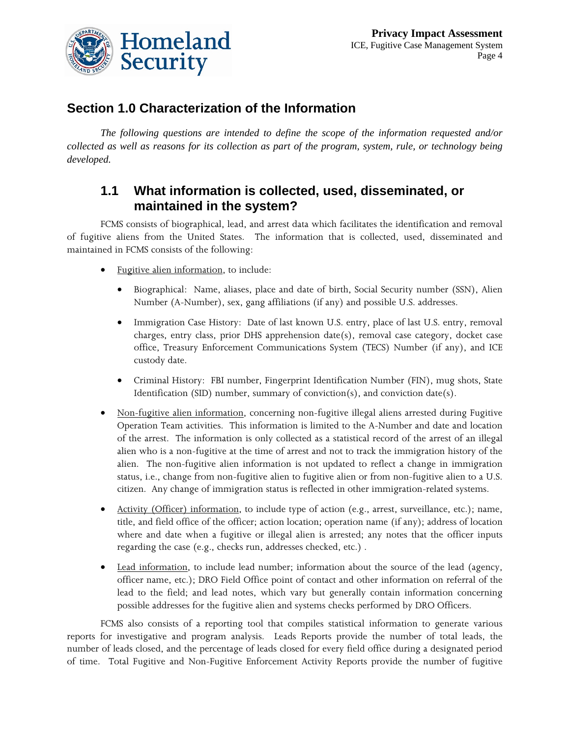## Section 1.0 Characterization of the Information

*The following questions are intended to define the scope of the information requested and/or collected as well as reasons for its collection as part of the program, system, rule, or technology being developed.*

### 1.1 What information is collected, used, disseminated, or maintained in the system?

FCMS consists of biographical, lead, and arrest data which facilitates the identification and removal of fugitive aliens from the United States. The information that is collected, used, disseminated and maintained in FCMS consists of the following:

- Fugitive alien information, to include:
  - Biographical: Name, aliases, place and date of birth, Social Security number (SSN), Alien Number (A-Number), sex, gang affiliations (if any) and possible U.S. addresses.
  - Immigration Case History: Date of last known U.S. entry, place of last U.S. entry, removal charges, entry class, prior DHS apprehension date(s), removal case category, docket case office, Treasury Enforcement Communications System (TECS) Number (if any), and ICE custody date.
  - Criminal History: FBI number, Fingerprint Identification Number (FIN), mug shots, State Identification (SID) number, summary of conviction(s), and conviction date(s).
- Non-fugitive alien information, concerning non-fugitive illegal aliens arrested during Fugitive Operation Team activities. This information is limited to the A-Number and date and location of the arrest. The information is only collected as a statistical record of the arrest of an illegal alien who is a non-fugitive at the time of arrest and not to track the immigration history of the alien. The non-fugitive alien information is not updated to reflect a change in immigration status, i.e., change from non-fugitive alien to fugitive alien or from non-fugitive alien to a U.S. citizen. Any change of immigration status is reflected in other immigration-related systems.
- Activity (Officer) information, to include type of action (e.g., arrest, surveillance, etc.); name, title, and field office of the officer; action location; operation name (if any); address of location where and date when a fugitive or illegal alien is arrested; any notes that the officer inputs regarding the case (e.g., checks run, addresses checked, etc.) .
- Lead information, to include lead number; information about the source of the lead (agency, officer name, etc.); DRO Field Office point of contact and other information on referral of the lead to the field; and lead notes, which vary but generally contain information concerning possible addresses for the fugitive alien and systems checks performed by DRO Officers.

FCMS also consists of a reporting tool that compiles statistical information to generate various reports for investigative and program analysis. Leads Reports provide the number of total leads, the number of leads closed, and the percentage of leads closed for every field office during a designated period of time. Total Fugitive and Non-Fugitive Enforcement Activity Reports provide the number of fugitive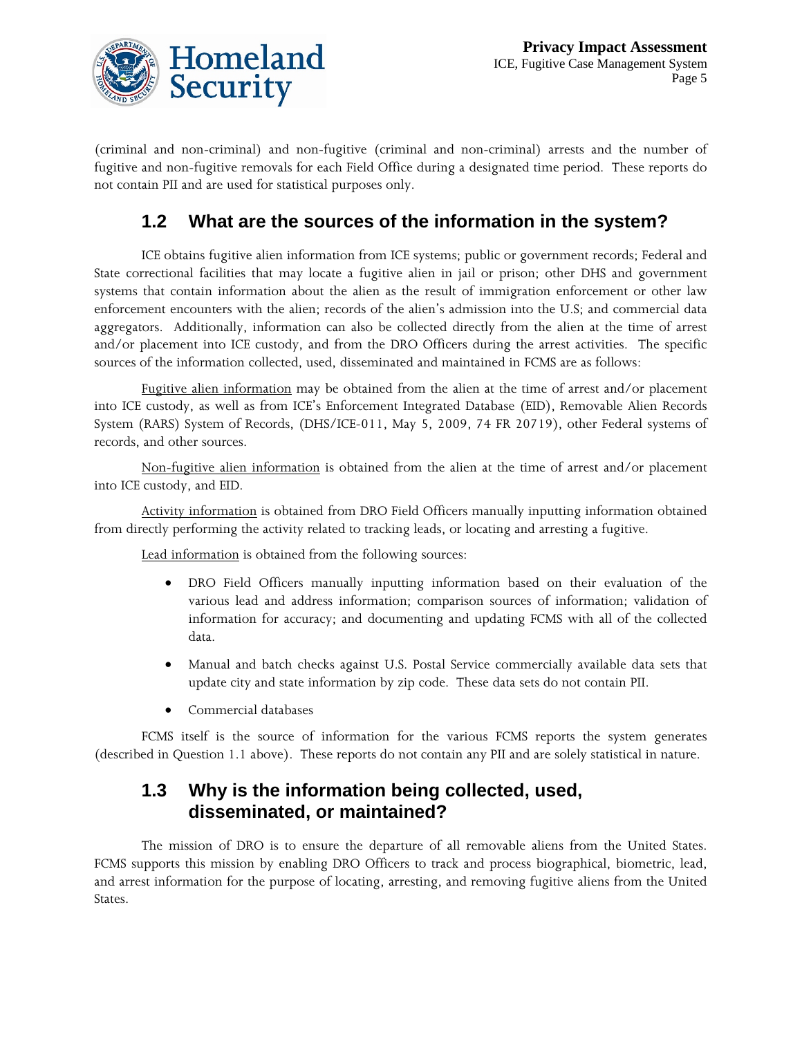(criminal and non-criminal) and non-fugitive (criminal and non-criminal) arrests and the number of fugitive and non-fugitive removals for each Field Office during a designated time period. These reports do not contain PII and are used for statistical purposes only.

## 1.2 What are the sources of the information in the system?

ICE obtains fugitive alien information from ICE systems; public or government records; Federal and State correctional facilities that may locate a fugitive alien in jail or prison; other DHS and government systems that contain information about the alien as the result of immigration enforcement or other law enforcement encounters with the alien; records of the alien's admission into the U.S; and commercial data aggregators. Additionally, information can also be collected directly from the alien at the time of arrest and/or placement into ICE custody, and from the DRO Officers during the arrest activities. The specific sources of the information collected, used, disseminated and maintained in FCMS are as follows:

Fugitive alien information may be obtained from the alien at the time of arrest and/or placement into ICE custody, as well as from ICE's Enforcement Integrated Database (EID), Removable Alien Records System (RARS) System of Records, (DHS/ICE-011, May 5, 2009, 74 FR 20719), other Federal systems of records, and other sources.

Non-fugitive alien information is obtained from the alien at the time of arrest and/or placement into ICE custody, and EID.

Activity information is obtained from DRO Field Officers manually inputting information obtained from directly performing the activity related to tracking leads, or locating and arresting a fugitive.

Lead information is obtained from the following sources:

- DRO Field Officers manually inputting information based on their evaluation of the various lead and address information; comparison sources of information; validation of information for accuracy; and documenting and updating FCMS with all of the collected data.
- Manual and batch checks against U.S. Postal Service commercially available data sets that update city and state information by zip code. These data sets do not contain PII.
- Commercial databases

FCMS itself is the source of information for the various FCMS reports the system generates (described in Question 1.1 above). These reports do not contain any PII and are solely statistical in nature.

## 1.3 Why is the information being collected, used, disseminated, or maintained?

The mission of DRO is to ensure the departure of all removable aliens from the United States. FCMS supports this mission by enabling DRO Officers to track and process biographical, biometric, lead, and arrest information for the purpose of locating, arresting, and removing fugitive aliens from the United States.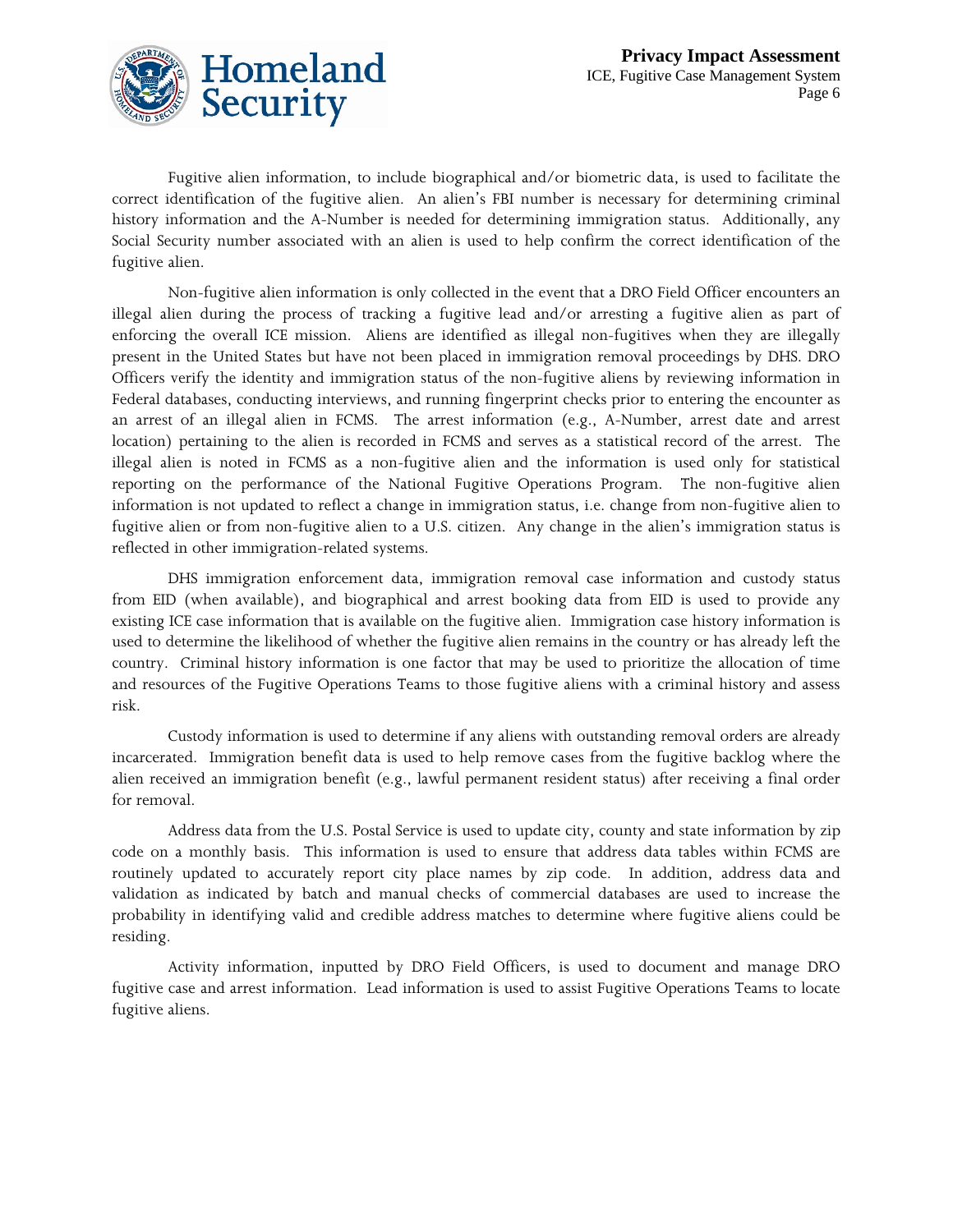Fugitive alien information, to include biographical and/or biometric data, is used to facilitate the correct identification of the fugitive alien. An alien's FBI number is necessary for determining criminal history information and the A-Number is needed for determining immigration status. Additionally, any Social Security number associated with an alien is used to help confirm the correct identification of the fugitive alien.

Non-fugitive alien information is only collected in the event that a DRO Field Officer encounters an illegal alien during the process of tracking a fugitive lead and/or arresting a fugitive alien as part of enforcing the overall ICE mission. Aliens are identified as illegal non-fugitives when they are illegally present in the United States but have not been placed in immigration removal proceedings by DHS. DRO Officers verify the identity and immigration status of the non-fugitive aliens by reviewing information in Federal databases, conducting interviews, and running fingerprint checks prior to entering the encounter as an arrest of an illegal alien in FCMS. The arrest information (e.g., A-Number, arrest date and arrest location) pertaining to the alien is recorded in FCMS and serves as a statistical record of the arrest. The illegal alien is noted in FCMS as a non-fugitive alien and the information is used only for statistical reporting on the performance of the National Fugitive Operations Program. The non-fugitive alien information is not updated to reflect a change in immigration status, i.e. change from non-fugitive alien to fugitive alien or from non-fugitive alien to a U.S. citizen. Any change in the alien's immigration status is reflected in other immigration-related systems.

DHS immigration enforcement data, immigration removal case information and custody status from EID (when available), and biographical and arrest booking data from EID is used to provide any existing ICE case information that is available on the fugitive alien. Immigration case history information is used to determine the likelihood of whether the fugitive alien remains in the country or has already left the country. Criminal history information is one factor that may be used to prioritize the allocation of time and resources of the Fugitive Operations Teams to those fugitive aliens with a criminal history and assess risk.

Custody information is used to determine if any aliens with outstanding removal orders are already incarcerated. Immigration benefit data is used to help remove cases from the fugitive backlog where the alien received an immigration benefit (e.g., lawful permanent resident status) after receiving a final order for removal.

Address data from the U.S. Postal Service is used to update city, county and state information by zip code on a monthly basis. This information is used to ensure that address data tables within FCMS are routinely updated to accurately report city place names by zip code. In addition, address data and validation as indicated by batch and manual checks of commercial databases are used to increase the probability in identifying valid and credible address matches to determine where fugitive aliens could be residing.

Activity information, inputted by DRO Field Officers, is used to document and manage DRO fugitive case and arrest information. Lead information is used to assist Fugitive Operations Teams to locate fugitive aliens.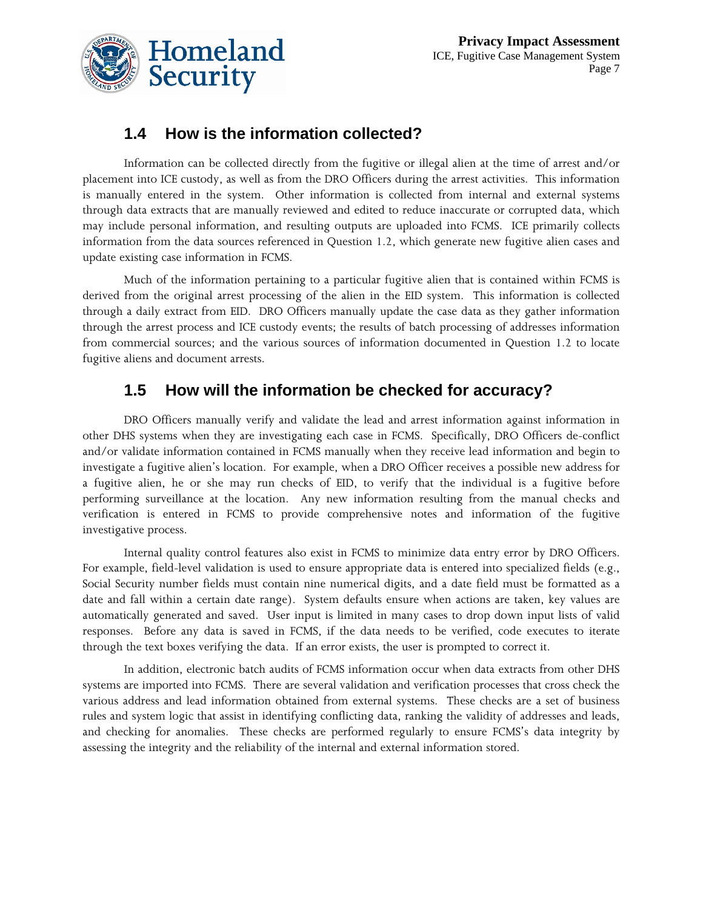## 1.4 How is the information collected?

Information can be collected directly from the fugitive or illegal alien at the time of arrest and/or placement into ICE custody, as well as from the DRO Officers during the arrest activities. This information is manually entered in the system. Other information is collected from internal and external systems through data extracts that are manually reviewed and edited to reduce inaccurate or corrupted data, which may include personal information, and resulting outputs are uploaded into FCMS. ICE primarily collects information from the data sources referenced in Question 1.2, which generate new fugitive alien cases and update existing case information in FCMS.

Much of the information pertaining to a particular fugitive alien that is contained within FCMS is derived from the original arrest processing of the alien in the EID system. This information is collected through a daily extract from EID. DRO Officers manually update the case data as they gather information through the arrest process and ICE custody events; the results of batch processing of addresses information from commercial sources; and the various sources of information documented in Question 1.2 to locate fugitive aliens and document arrests.

## 1.5 How will the information be checked for accuracy?

DRO Officers manually verify and validate the lead and arrest information against information in other DHS systems when they are investigating each case in FCMS. Specifically, DRO Officers de-conflict and/or validate information contained in FCMS manually when they receive lead information and begin to investigate a fugitive alien's location. For example, when a DRO Officer receives a possible new address for a fugitive alien, he or she may run checks of EID, to verify that the individual is a fugitive before performing surveillance at the location. Any new information resulting from the manual checks and verification is entered in FCMS to provide comprehensive notes and information of the fugitive investigative process.

Internal quality control features also exist in FCMS to minimize data entry error by DRO Officers. For example, field-level validation is used to ensure appropriate data is entered into specialized fields (e.g., Social Security number fields must contain nine numerical digits, and a date field must be formatted as a date and fall within a certain date range). System defaults ensure when actions are taken, key values are automatically generated and saved. User input is limited in many cases to drop down input lists of valid responses. Before any data is saved in FCMS, if the data needs to be verified, code executes to iterate through the text boxes verifying the data. If an error exists, the user is prompted to correct it.

In addition, electronic batch audits of FCMS information occur when data extracts from other DHS systems are imported into FCMS. There are several validation and verification processes that cross check the various address and lead information obtained from external systems. These checks are a set of business rules and system logic that assist in identifying conflicting data, ranking the validity of addresses and leads, and checking for anomalies. These checks are performed regularly to ensure FCMS's data integrity by assessing the integrity and the reliability of the internal and external information stored.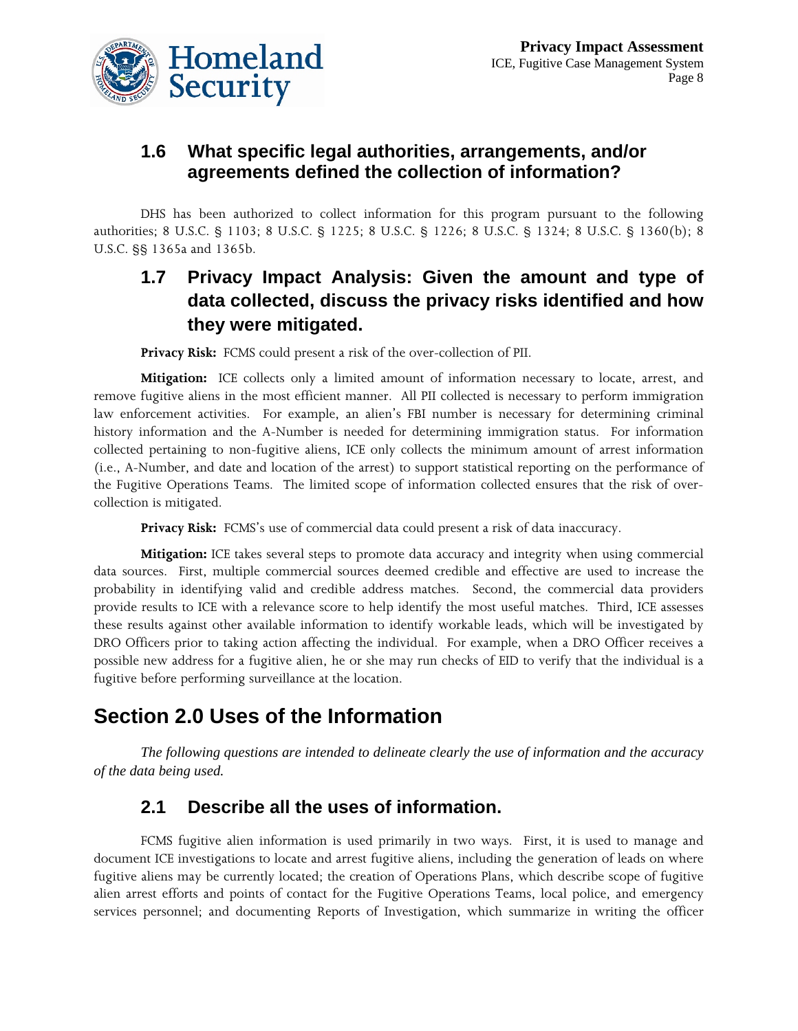### 1.6 What specific legal authorities, arrangements, and/or agreements defined the collection of information?

DHS has been authorized to collect information for this program pursuant to the following authorities; 8 U.S.C. § 1103; 8 U.S.C. § 1225; 8 U.S.C. § 1226; 8 U.S.C. § 1324; 8 U.S.C. § 1360(b); 8 U.S.C. §§ 1365a and 1365b.

### 1.7 Privacy Impact Analysis: Given the amount and type of data collected, discuss the privacy risks identified and how they were mitigated.

**Privacy Risk:** FCMS could present a risk of the over-collection of PII.

**Mitigation:** ICE collects only a limited amount of information necessary to locate, arrest, and remove fugitive aliens in the most efficient manner. All PII collected is necessary to perform immigration law enforcement activities. For example, an alien's FBI number is necessary for determining criminal history information and the A-Number is needed for determining immigration status. For information collected pertaining to non-fugitive aliens, ICE only collects the minimum amount of arrest information (i.e., A-Number, and date and location of the arrest) to support statistical reporting on the performance of the Fugitive Operations Teams. The limited scope of information collected ensures that the risk of over-collection is mitigated.

**Privacy Risk:** FCMS's use of commercial data could present a risk of data inaccuracy.

**Mitigation:** ICE takes several steps to promote data accuracy and integrity when using commercial data sources. First, multiple commercial sources deemed credible and effective are used to increase the probability in identifying valid and credible address matches. Second, the commercial data providers provide results to ICE with a relevance score to help identify the most useful matches. Third, ICE assesses these results against other available information to identify workable leads, which will be investigated by DRO Officers prior to taking action affecting the individual. For example, when a DRO Officer receives a possible new address for a fugitive alien, he or she may run checks of EID to verify that the individual is a fugitive before performing surveillance at the location.

## Section 2.0 Uses of the Information

*The following questions are intended to delineate clearly the use of information and the accuracy of the data being used.*

### 2.1 Describe all the uses of information.

FCMS fugitive alien information is used primarily in two ways. First, it is used to manage and document ICE investigations to locate and arrest fugitive aliens, including the generation of leads on where fugitive aliens may be currently located; the creation of Operations Plans, which describe scope of fugitive alien arrest efforts and points of contact for the Fugitive Operations Teams, local police, and emergency services personnel; and documenting Reports of Investigation, which summarize in writing the officer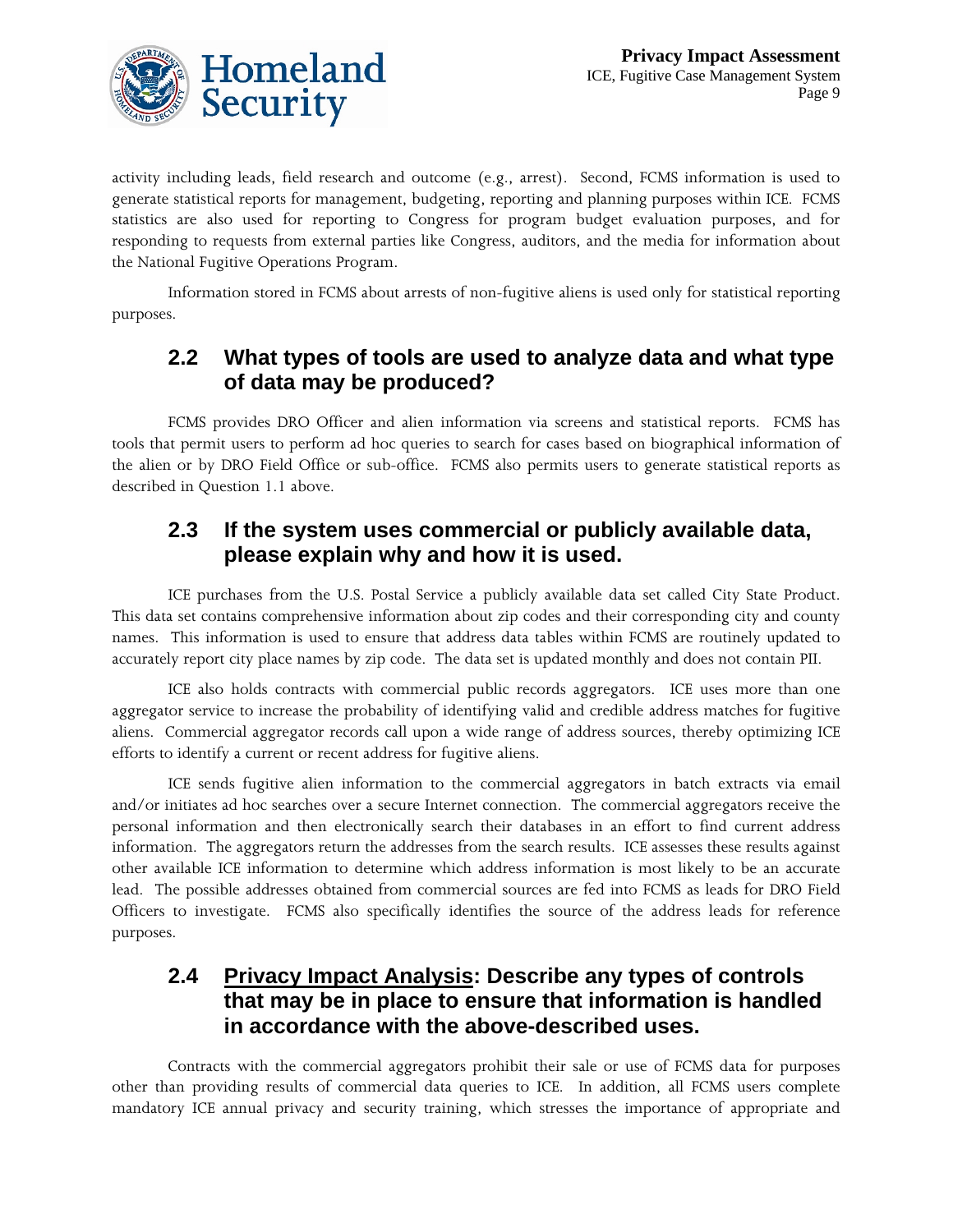activity including leads, field research and outcome (e.g., arrest). Second, FCMS information is used to generate statistical reports for management, budgeting, reporting and planning purposes within ICE. FCMS statistics are also used for reporting to Congress for program budget evaluation purposes, and for responding to requests from external parties like Congress, auditors, and the media for information about the National Fugitive Operations Program.

Information stored in FCMS about arrests of non-fugitive aliens is used only for statistical reporting purposes.

## 2.2 What types of tools are used to analyze data and what type of data may be produced?

FCMS provides DRO Officer and alien information via screens and statistical reports. FCMS has tools that permit users to perform ad hoc queries to search for cases based on biographical information of the alien or by DRO Field Office or sub-office. FCMS also permits users to generate statistical reports as described in Question 1.1 above.

## 2.3 If the system uses commercial or publicly available data, please explain why and how it is used.

ICE purchases from the U.S. Postal Service a publicly available data set called City State Product. This data set contains comprehensive information about zip codes and their corresponding city and county names. This information is used to ensure that address data tables within FCMS are routinely updated to accurately report city place names by zip code. The data set is updated monthly and does not contain PII.

ICE also holds contracts with commercial public records aggregators. ICE uses more than one aggregator service to increase the probability of identifying valid and credible address matches for fugitive aliens. Commercial aggregator records call upon a wide range of address sources, thereby optimizing ICE efforts to identify a current or recent address for fugitive aliens.

ICE sends fugitive alien information to the commercial aggregators in batch extracts via email and/or initiates ad hoc searches over a secure Internet connection. The commercial aggregators receive the personal information and then electronically search their databases in an effort to find current address information. The aggregators return the addresses from the search results. ICE assesses these results against other available ICE information to determine which address information is most likely to be an accurate lead. The possible addresses obtained from commercial sources are fed into FCMS as leads for DRO Field Officers to investigate. FCMS also specifically identifies the source of the address leads for reference purposes.

## 2.4 Privacy Impact Analysis: Describe any types of controls that may be in place to ensure that information is handled in accordance with the above-described uses.

Contracts with the commercial aggregators prohibit their sale or use of FCMS data for purposes other than providing results of commercial data queries to ICE. In addition, all FCMS users complete mandatory ICE annual privacy and security training, which stresses the importance of appropriate and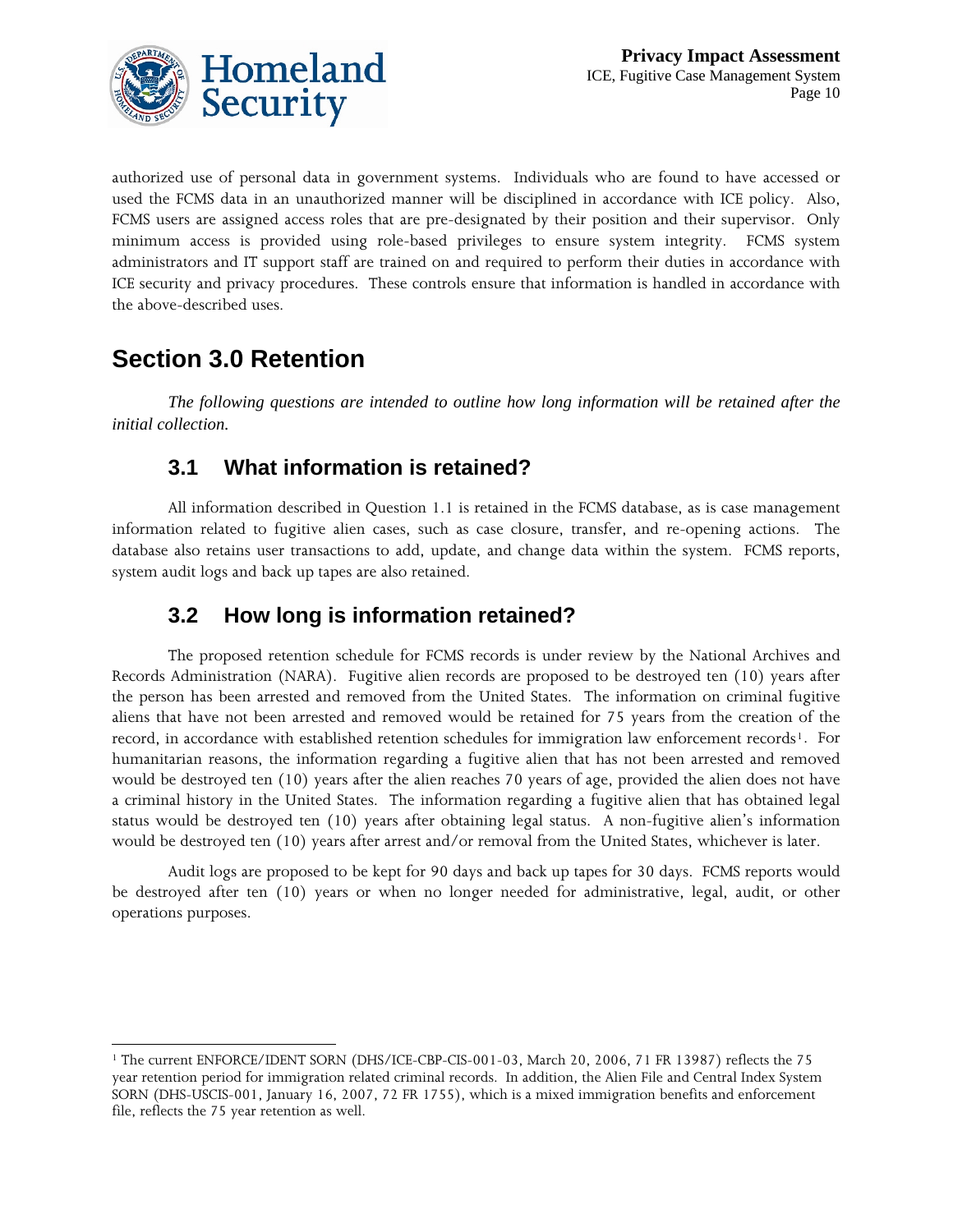authorized use of personal data in government systems. Individuals who are found to have accessed or used the FCMS data in an unauthorized manner will be disciplined in accordance with ICE policy. Also, FCMS users are assigned access roles that are pre-designated by their position and their supervisor. Only minimum access is provided using role-based privileges to ensure system integrity. FCMS system administrators and IT support staff are trained on and required to perform their duties in accordance with ICE security and privacy procedures. These controls ensure that information is handled in accordance with the above-described uses.

# Section 3.0 Retention

*The following questions are intended to outline how long information will be retained after the initial collection.*

## 3.1 What information is retained?

All information described in Question 1.1 is retained in the FCMS database, as is case management information related to fugitive alien cases, such as case closure, transfer, and re-opening actions. The database also retains user transactions to add, update, and change data within the system. FCMS reports, system audit logs and back up tapes are also retained.

## 3.2 How long is information retained?

The proposed retention schedule for FCMS records is under review by the National Archives and Records Administration (NARA). Fugitive alien records are proposed to be destroyed ten (10) years after the person has been arrested and removed from the United States. The information on criminal fugitive aliens that have not been arrested and removed would be retained for 75 years from the creation of the record, in accordance with established retention schedules for immigration law enforcement records[1]. For humanitarian reasons, the information regarding a fugitive alien that has not been arrested and removed would be destroyed ten (10) years after the alien reaches 70 years of age, provided the alien does not have a criminal history in the United States. The information regarding a fugitive alien that has obtained legal status would be destroyed ten (10) years after obtaining legal status. A non-fugitive alien's information would be destroyed ten (10) years after arrest and/or removal from the United States, whichever is later.

Audit logs are proposed to be kept for 90 days and back up tapes for 30 days. FCMS reports would be destroyed after ten (10) years or when no longer needed for administrative, legal, audit, or other operations purposes.

---

[1] The current ENFORCE/IDENT SORN (DHS/ICE-CBP-CIS-001-03, March 20, 2006, 71 FR 13987) reflects the 75 year retention period for immigration related criminal records. In addition, the Alien File and Central Index System SORN (DHS-USCIS-001, January 16, 2007, 72 FR 1755), which is a mixed immigration benefits and enforcement file, reflects the 75 year retention as well.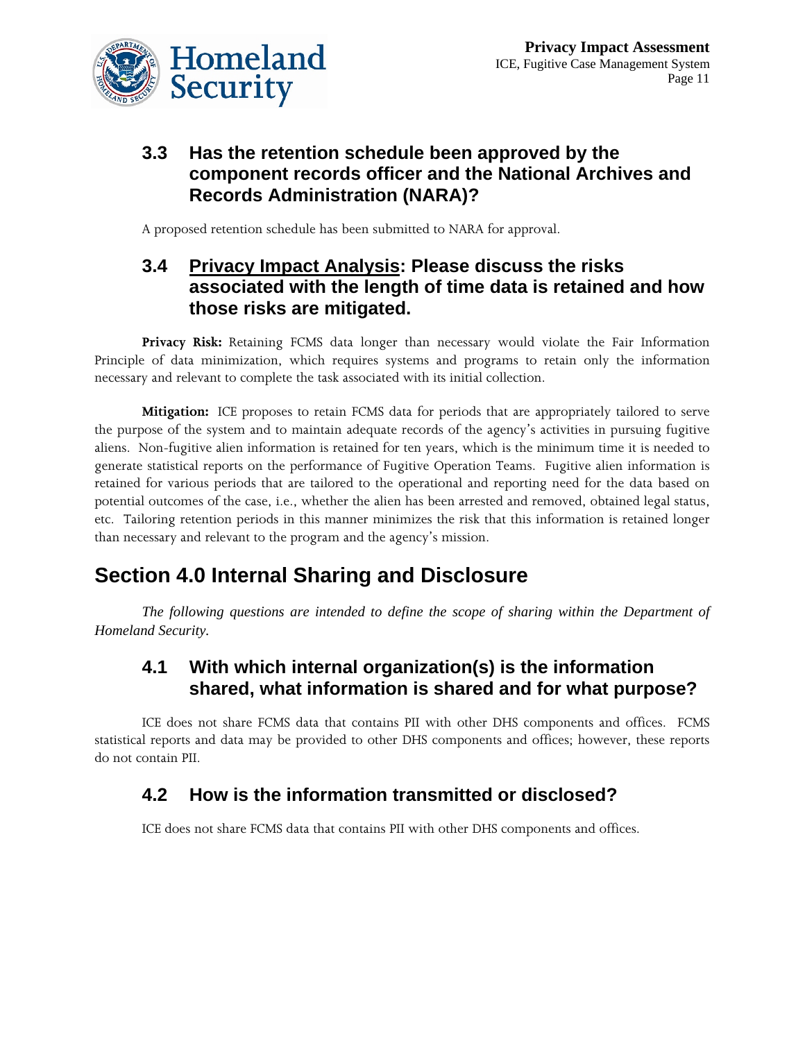### 3.3 Has the retention schedule been approved by the component records officer and the National Archives and Records Administration (NARA)?

A proposed retention schedule has been submitted to NARA for approval.

### 3.4 Privacy Impact Analysis: Please discuss the risks associated with the length of time data is retained and how those risks are mitigated.

**Privacy Risk:** Retaining FCMS data longer than necessary would violate the Fair Information Principle of data minimization, which requires systems and programs to retain only the information necessary and relevant to complete the task associated with its initial collection.

**Mitigation:** ICE proposes to retain FCMS data for periods that are appropriately tailored to serve the purpose of the system and to maintain adequate records of the agency's activities in pursuing fugitive aliens. Non-fugitive alien information is retained for ten years, which is the minimum time it is needed to generate statistical reports on the performance of Fugitive Operation Teams. Fugitive alien information is retained for various periods that are tailored to the operational and reporting need for the data based on potential outcomes of the case, i.e., whether the alien has been arrested and removed, obtained legal status, etc. Tailoring retention periods in this manner minimizes the risk that this information is retained longer than necessary and relevant to the program and the agency's mission.

## Section 4.0 Internal Sharing and Disclosure

*The following questions are intended to define the scope of sharing within the Department of Homeland Security.*

### 4.1 With which internal organization(s) is the information shared, what information is shared and for what purpose?

ICE does not share FCMS data that contains PII with other DHS components and offices. FCMS statistical reports and data may be provided to other DHS components and offices; however, these reports do not contain PII.

### 4.2 How is the information transmitted or disclosed?

ICE does not share FCMS data that contains PII with other DHS components and offices.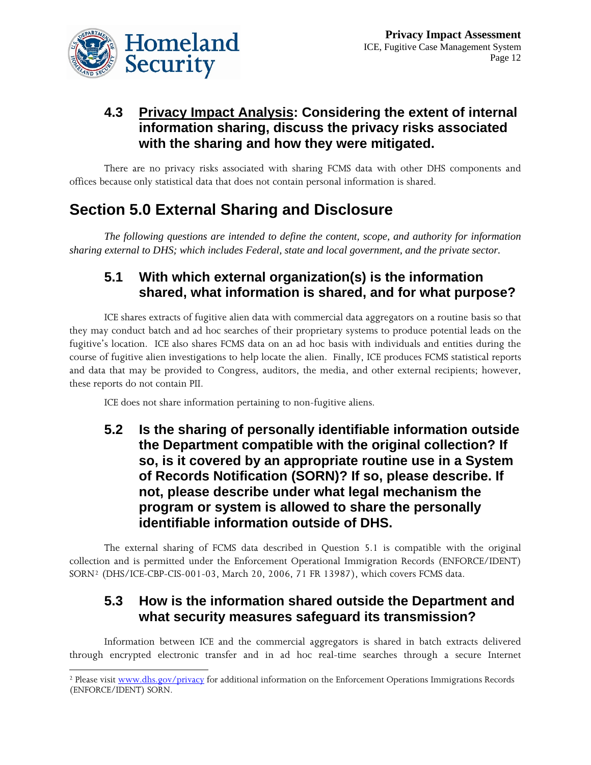### 4.3 Privacy Impact Analysis: Considering the extent of internal information sharing, discuss the privacy risks associated with the sharing and how they were mitigated.

There are no privacy risks associated with sharing FCMS data with other DHS components and offices because only statistical data that does not contain personal information is shared.

## Section 5.0 External Sharing and Disclosure

*The following questions are intended to define the content, scope, and authority for information sharing external to DHS; which includes Federal, state and local government, and the private sector.*

### 5.1 With which external organization(s) is the information shared, what information is shared, and for what purpose?

ICE shares extracts of fugitive alien data with commercial data aggregators on a routine basis so that they may conduct batch and ad hoc searches of their proprietary systems to produce potential leads on the fugitive's location. ICE also shares FCMS data on an ad hoc basis with individuals and entities during the course of fugitive alien investigations to help locate the alien. Finally, ICE produces FCMS statistical reports and data that may be provided to Congress, auditors, the media, and other external recipients; however, these reports do not contain PII.

ICE does not share information pertaining to non-fugitive aliens.

### 5.2 Is the sharing of personally identifiable information outside the Department compatible with the original collection? If so, is it covered by an appropriate routine use in a System of Records Notification (SORN)? If so, please describe. If not, please describe under what legal mechanism the program or system is allowed to share the personally identifiable information outside of DHS.

The external sharing of FCMS data described in Question 5.1 is compatible with the original collection and is permitted under the Enforcement Operational Immigration Records (ENFORCE/IDENT) SORN[2] (DHS/ICE-CBP-CIS-001-03, March 20, 2006, 71 FR 13987), which covers FCMS data.

### 5.3 How is the information shared outside the Department and what security measures safeguard its transmission?

Information between ICE and the commercial aggregators is shared in batch extracts delivered through encrypted electronic transfer and in ad hoc real-time searches through a secure Internet

---

[2] Please visit www.dhs.gov/privacy for additional information on the Enforcement Operations Immigrations Records (ENFORCE/IDENT) SORN.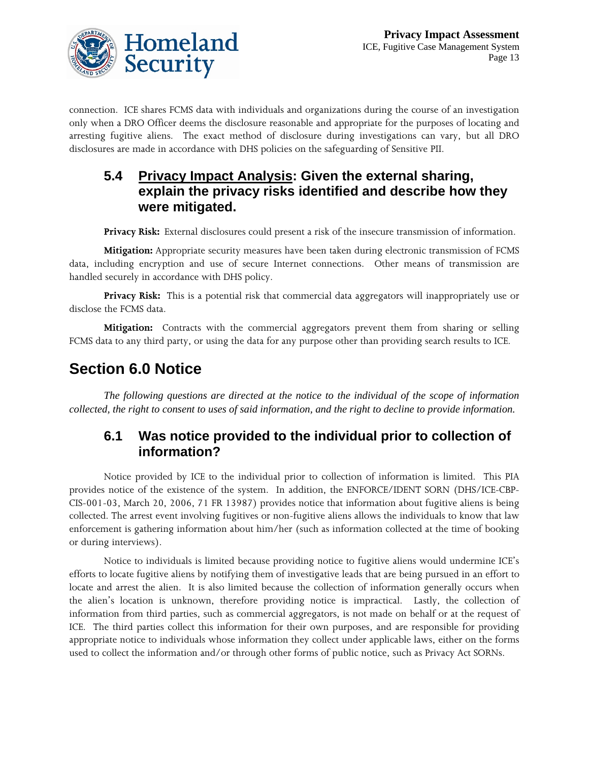connection. ICE shares FCMS data with individuals and organizations during the course of an investigation only when a DRO Officer deems the disclosure reasonable and appropriate for the purposes of locating and arresting fugitive aliens. The exact method of disclosure during investigations can vary, but all DRO disclosures are made in accordance with DHS policies on the safeguarding of Sensitive PII.

### 5.4 Privacy Impact Analysis: Given the external sharing, explain the privacy risks identified and describe how they were mitigated.

**Privacy Risk:** External disclosures could present a risk of the insecure transmission of information.

**Mitigation:** Appropriate security measures have been taken during electronic transmission of FCMS data, including encryption and use of secure Internet connections. Other means of transmission are handled securely in accordance with DHS policy.

**Privacy Risk:** This is a potential risk that commercial data aggregators will inappropriately use or disclose the FCMS data.

**Mitigation:** Contracts with the commercial aggregators prevent them from sharing or selling FCMS data to any third party, or using the data for any purpose other than providing search results to ICE.

## Section 6.0 Notice

*The following questions are directed at the notice to the individual of the scope of information collected, the right to consent to uses of said information, and the right to decline to provide information.*

### 6.1 Was notice provided to the individual prior to collection of information?

Notice provided by ICE to the individual prior to collection of information is limited. This PIA provides notice of the existence of the system. In addition, the ENFORCE/IDENT SORN (DHS/ICE-CBP-CIS-001-03, March 20, 2006, 71 FR 13987) provides notice that information about fugitive aliens is being collected. The arrest event involving fugitives or non-fugitive aliens allows the individuals to know that law enforcement is gathering information about him/her (such as information collected at the time of booking or during interviews).

Notice to individuals is limited because providing notice to fugitive aliens would undermine ICE's efforts to locate fugitive aliens by notifying them of investigative leads that are being pursued in an effort to locate and arrest the alien. It is also limited because the collection of information generally occurs when the alien's location is unknown, therefore providing notice is impractical. Lastly, the collection of information from third parties, such as commercial aggregators, is not made on behalf or at the request of ICE. The third parties collect this information for their own purposes, and are responsible for providing appropriate notice to individuals whose information they collect under applicable laws, either on the forms used to collect the information and/or through other forms of public notice, such as Privacy Act SORNs.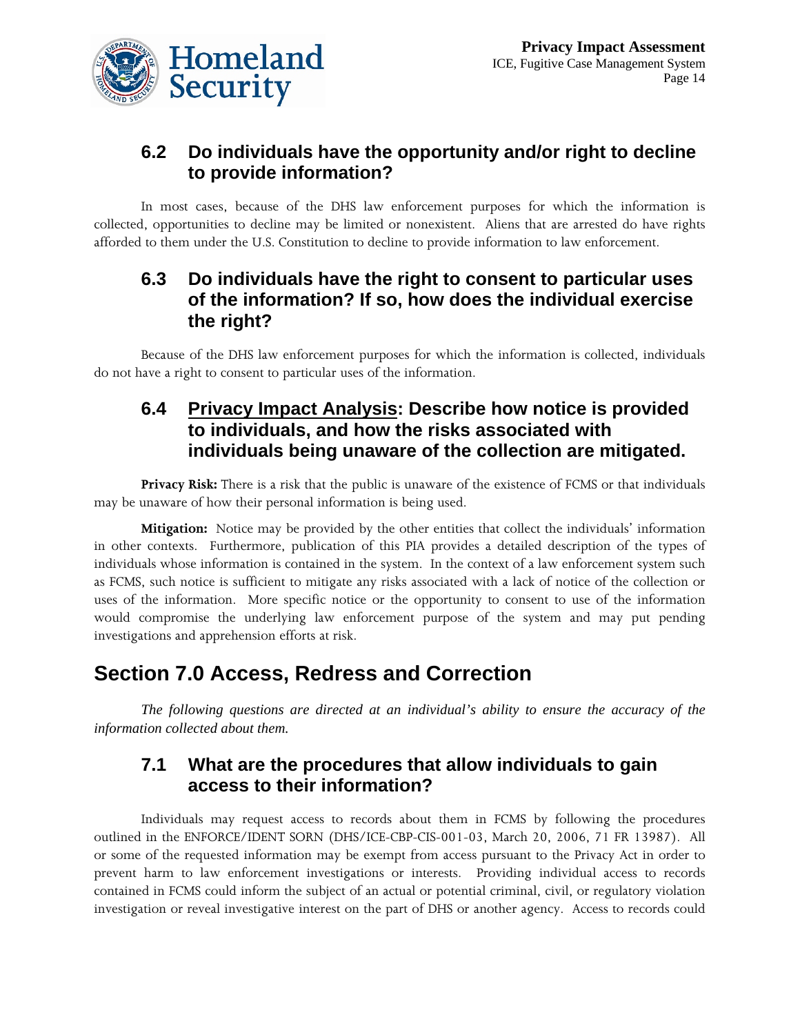### 6.2 Do individuals have the opportunity and/or right to decline to provide information?

In most cases, because of the DHS law enforcement purposes for which the information is collected, opportunities to decline may be limited or nonexistent. Aliens that are arrested do have rights afforded to them under the U.S. Constitution to decline to provide information to law enforcement.

### 6.3 Do individuals have the right to consent to particular uses of the information? If so, how does the individual exercise the right?

Because of the DHS law enforcement purposes for which the information is collected, individuals do not have a right to consent to particular uses of the information.

### 6.4 <u>Privacy Impact Analysis</u>: Describe how notice is provided to individuals, and how the risks associated with individuals being unaware of the collection are mitigated.

**Privacy Risk:** There is a risk that the public is unaware of the existence of FCMS or that individuals may be unaware of how their personal information is being used.

**Mitigation:** Notice may be provided by the other entities that collect the individuals' information in other contexts. Furthermore, publication of this PIA provides a detailed description of the types of individuals whose information is contained in the system. In the context of a law enforcement system such as FCMS, such notice is sufficient to mitigate any risks associated with a lack of notice of the collection or uses of the information. More specific notice or the opportunity to consent to use of the information would compromise the underlying law enforcement purpose of the system and may put pending investigations and apprehension efforts at risk.

## Section 7.0 Access, Redress and Correction

*The following questions are directed at an individual's ability to ensure the accuracy of the information collected about them.*

### 7.1 What are the procedures that allow individuals to gain access to their information?

Individuals may request access to records about them in FCMS by following the procedures outlined in the ENFORCE/IDENT SORN (DHS/ICE-CBP-CIS-001-03, March 20, 2006, 71 FR 13987). All or some of the requested information may be exempt from access pursuant to the Privacy Act in order to prevent harm to law enforcement investigations or interests. Providing individual access to records contained in FCMS could inform the subject of an actual or potential criminal, civil, or regulatory violation investigation or reveal investigative interest on the part of DHS or another agency. Access to records could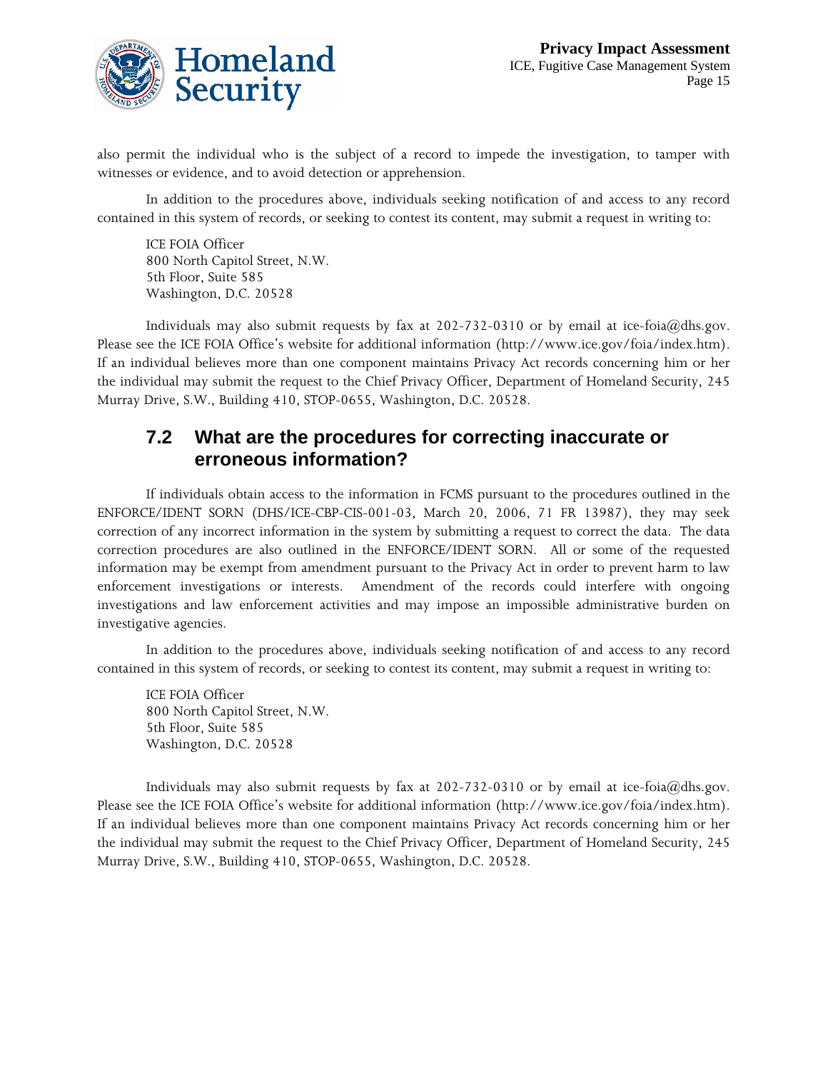also permit the individual who is the subject of a record to impede the investigation, to tamper with witnesses or evidence, and to avoid detection or apprehension.

In addition to the procedures above, individuals seeking notification of and access to any record contained in this system of records, or seeking to contest its content, may submit a request in writing to:

ICE FOIA Officer
800 North Capitol Street, N.W.
5th Floor, Suite 585
Washington, D.C. 20528

Individuals may also submit requests by fax at 202-732-0310 or by email at ice-foia@dhs.gov. Please see the ICE FOIA Office's website for additional information (http://www.ice.gov/foia/index.htm). If an individual believes more than one component maintains Privacy Act records concerning him or her the individual may submit the request to the Chief Privacy Officer, Department of Homeland Security, 245 Murray Drive, S.W., Building 410, STOP-0655, Washington, D.C. 20528.

## 7.2 What are the procedures for correcting inaccurate or erroneous information?

If individuals obtain access to the information in FCMS pursuant to the procedures outlined in the ENFORCE/IDENT SORN (DHS/ICE-CBP-CIS-001-03, March 20, 2006, 71 FR 13987), they may seek correction of any incorrect information in the system by submitting a request to correct the data. The data correction procedures are also outlined in the ENFORCE/IDENT SORN. All or some of the requested information may be exempt from amendment pursuant to the Privacy Act in order to prevent harm to law enforcement investigations or interests. Amendment of the records could interfere with ongoing investigations and law enforcement activities and may impose an impossible administrative burden on investigative agencies.

In addition to the procedures above, individuals seeking notification of and access to any record contained in this system of records, or seeking to contest its content, may submit a request in writing to:

ICE FOIA Officer
800 North Capitol Street, N.W.
5th Floor, Suite 585
Washington, D.C. 20528

Individuals may also submit requests by fax at 202-732-0310 or by email at ice-foia@dhs.gov. Please see the ICE FOIA Office's website for additional information (http://www.ice.gov/foia/index.htm). If an individual believes more than one component maintains Privacy Act records concerning him or her the individual may submit the request to the Chief Privacy Officer, Department of Homeland Security, 245 Murray Drive, S.W., Building 410, STOP-0655, Washington, D.C. 20528.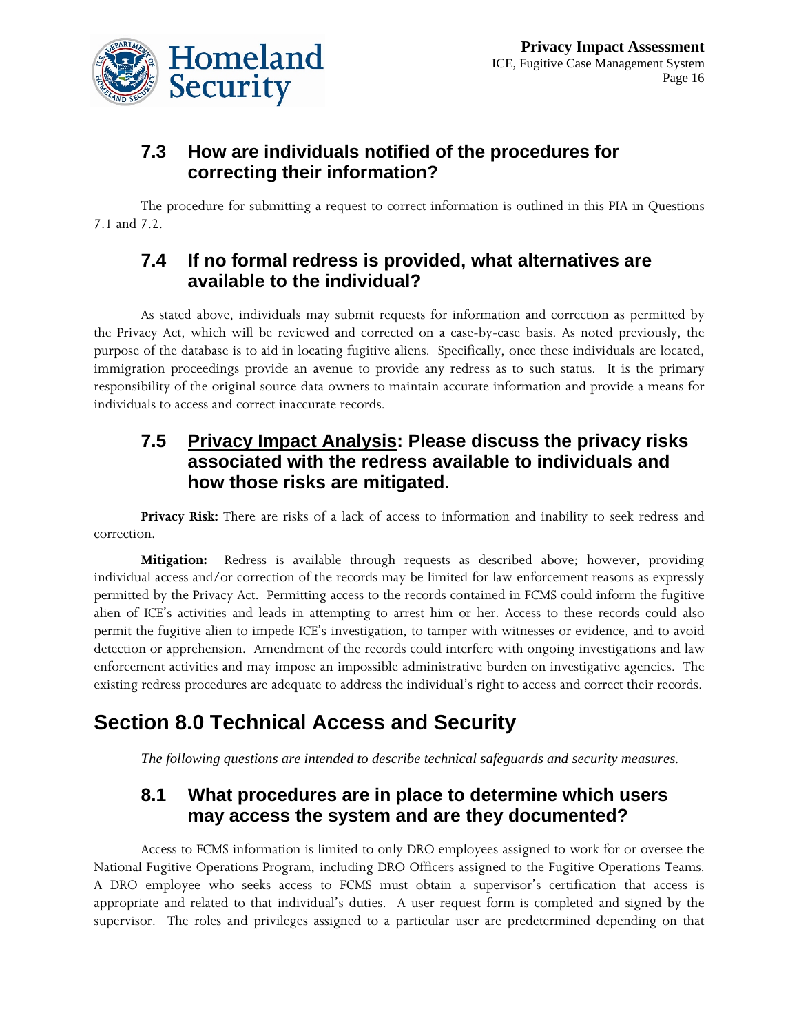### 7.3 How are individuals notified of the procedures for correcting their information?

The procedure for submitting a request to correct information is outlined in this PIA in Questions 7.1 and 7.2.

### 7.4 If no formal redress is provided, what alternatives are available to the individual?

As stated above, individuals may submit requests for information and correction as permitted by the Privacy Act, which will be reviewed and corrected on a case-by-case basis. As noted previously, the purpose of the database is to aid in locating fugitive aliens. Specifically, once these individuals are located, immigration proceedings provide an avenue to provide any redress as to such status. It is the primary responsibility of the original source data owners to maintain accurate information and provide a means for individuals to access and correct inaccurate records.

### 7.5 Privacy Impact Analysis: Please discuss the privacy risks associated with the redress available to individuals and how those risks are mitigated.

**Privacy Risk:** There are risks of a lack of access to information and inability to seek redress and correction.

**Mitigation:** Redress is available through requests as described above; however, providing individual access and/or correction of the records may be limited for law enforcement reasons as expressly permitted by the Privacy Act. Permitting access to the records contained in FCMS could inform the fugitive alien of ICE's activities and leads in attempting to arrest him or her. Access to these records could also permit the fugitive alien to impede ICE's investigation, to tamper with witnesses or evidence, and to avoid detection or apprehension. Amendment of the records could interfere with ongoing investigations and law enforcement activities and may impose an impossible administrative burden on investigative agencies. The existing redress procedures are adequate to address the individual's right to access and correct their records.

## Section 8.0 Technical Access and Security

*The following questions are intended to describe technical safeguards and security measures.*

### 8.1 What procedures are in place to determine which users may access the system and are they documented?

Access to FCMS information is limited to only DRO employees assigned to work for or oversee the National Fugitive Operations Program, including DRO Officers assigned to the Fugitive Operations Teams. A DRO employee who seeks access to FCMS must obtain a supervisor's certification that access is appropriate and related to that individual's duties. A user request form is completed and signed by the supervisor. The roles and privileges assigned to a particular user are predetermined depending on that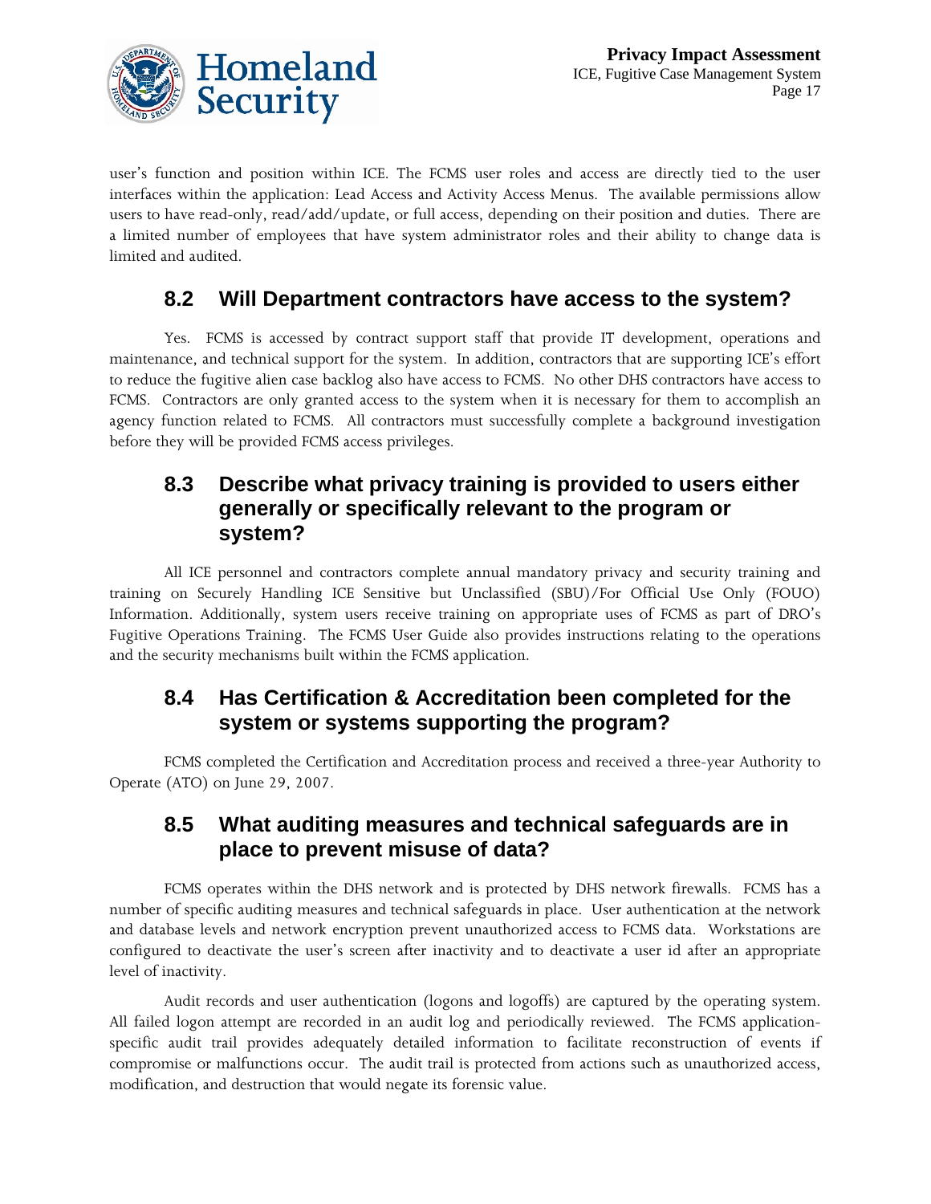user's function and position within ICE. The FCMS user roles and access are directly tied to the user interfaces within the application: Lead Access and Activity Access Menus. The available permissions allow users to have read-only, read/add/update, or full access, depending on their position and duties. There are a limited number of employees that have system administrator roles and their ability to change data is limited and audited.

## 8.2 Will Department contractors have access to the system?

Yes. FCMS is accessed by contract support staff that provide IT development, operations and maintenance, and technical support for the system. In addition, contractors that are supporting ICE's effort to reduce the fugitive alien case backlog also have access to FCMS. No other DHS contractors have access to FCMS. Contractors are only granted access to the system when it is necessary for them to accomplish an agency function related to FCMS. All contractors must successfully complete a background investigation before they will be provided FCMS access privileges.

## 8.3 Describe what privacy training is provided to users either generally or specifically relevant to the program or system?

All ICE personnel and contractors complete annual mandatory privacy and security training and training on Securely Handling ICE Sensitive but Unclassified (SBU)/For Official Use Only (FOUO) Information. Additionally, system users receive training on appropriate uses of FCMS as part of DRO's Fugitive Operations Training. The FCMS User Guide also provides instructions relating to the operations and the security mechanisms built within the FCMS application.

## 8.4 Has Certification & Accreditation been completed for the system or systems supporting the program?

FCMS completed the Certification and Accreditation process and received a three-year Authority to Operate (ATO) on June 29, 2007.

## 8.5 What auditing measures and technical safeguards are in place to prevent misuse of data?

FCMS operates within the DHS network and is protected by DHS network firewalls. FCMS has a number of specific auditing measures and technical safeguards in place. User authentication at the network and database levels and network encryption prevent unauthorized access to FCMS data. Workstations are configured to deactivate the user's screen after inactivity and to deactivate a user id after an appropriate level of inactivity.

Audit records and user authentication (logons and logoffs) are captured by the operating system. All failed logon attempt are recorded in an audit log and periodically reviewed. The FCMS application-specific audit trail provides adequately detailed information to facilitate reconstruction of events if compromise or malfunctions occur. The audit trail is protected from actions such as unauthorized access, modification, and destruction that would negate its forensic value.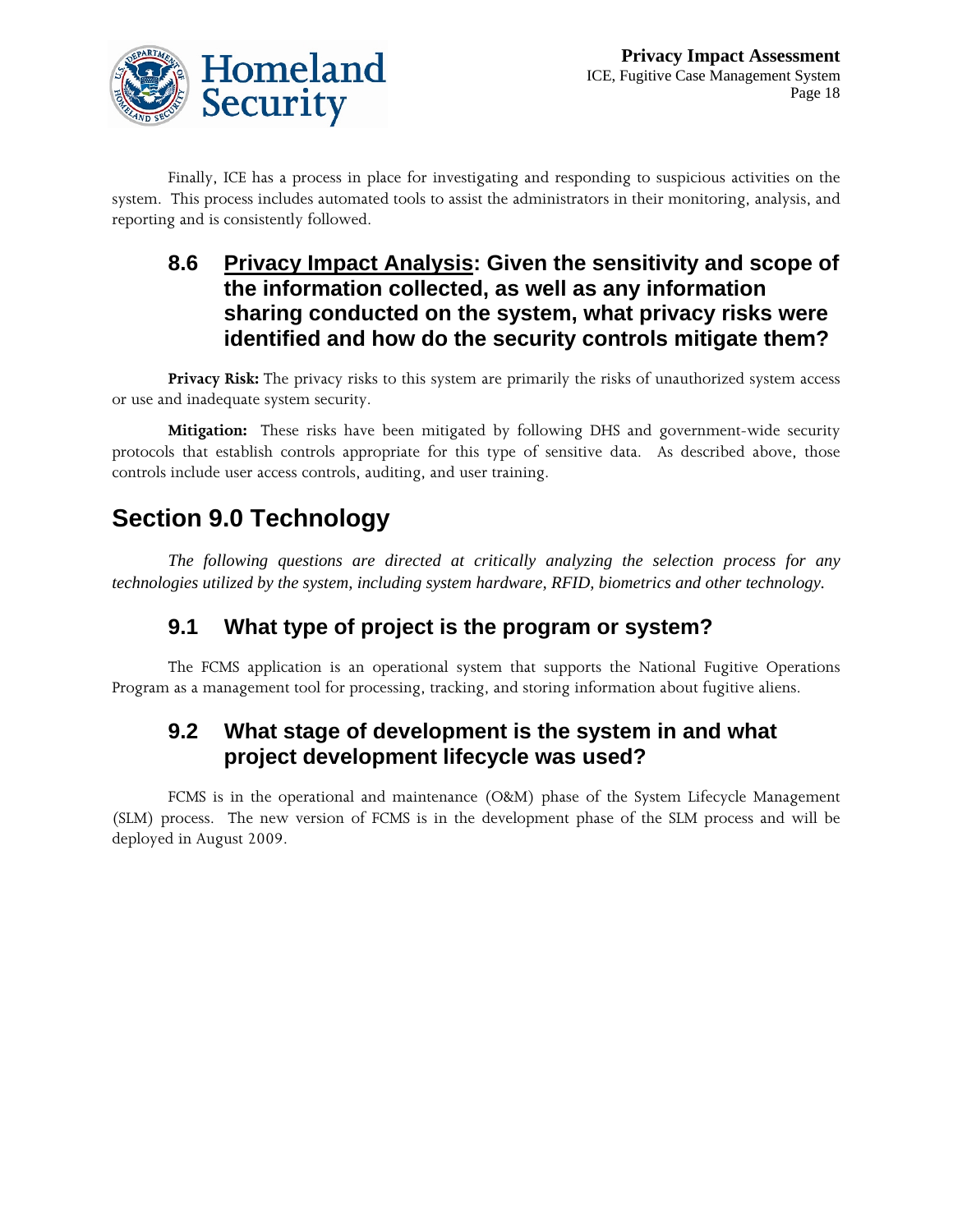Finally, ICE has a process in place for investigating and responding to suspicious activities on the system. This process includes automated tools to assist the administrators in their monitoring, analysis, and reporting and is consistently followed.

### 8.6 Privacy Impact Analysis: Given the sensitivity and scope of the information collected, as well as any information sharing conducted on the system, what privacy risks were identified and how do the security controls mitigate them?

**Privacy Risk:** The privacy risks to this system are primarily the risks of unauthorized system access or use and inadequate system security.

**Mitigation:** These risks have been mitigated by following DHS and government-wide security protocols that establish controls appropriate for this type of sensitive data. As described above, those controls include user access controls, auditing, and user training.

## Section 9.0 Technology

*The following questions are directed at critically analyzing the selection process for any technologies utilized by the system, including system hardware, RFID, biometrics and other technology.*

### 9.1 What type of project is the program or system?

The FCMS application is an operational system that supports the National Fugitive Operations Program as a management tool for processing, tracking, and storing information about fugitive aliens.

### 9.2 What stage of development is the system in and what project development lifecycle was used?

FCMS is in the operational and maintenance (O&M) phase of the System Lifecycle Management (SLM) process. The new version of FCMS is in the development phase of the SLM process and will be deployed in August 2009.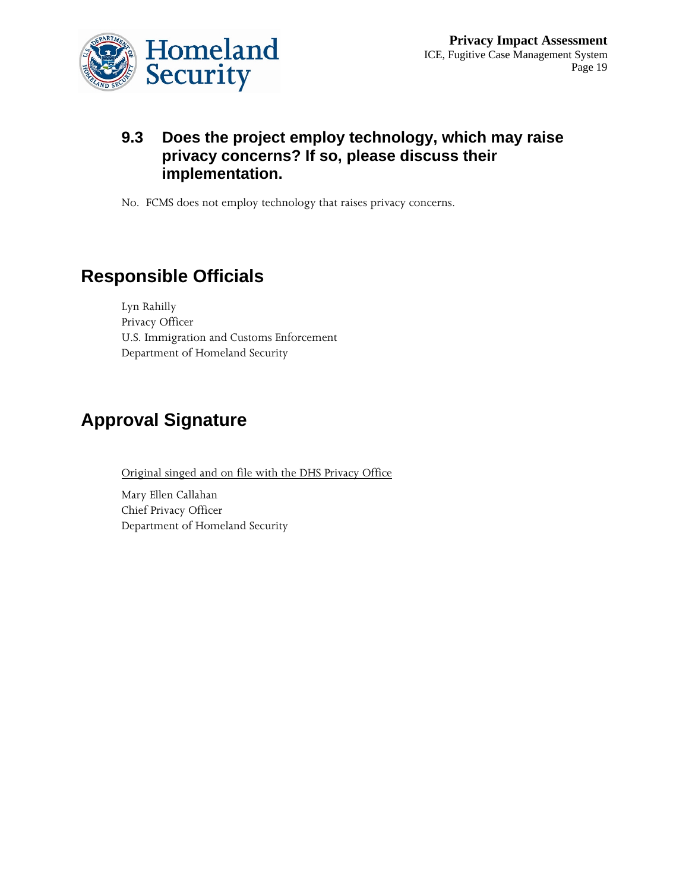### 9.3 Does the project employ technology, which may raise privacy concerns? If so, please discuss their implementation.

No. FCMS does not employ technology that raises privacy concerns.

## Responsible Officials

Lyn Rahilly
Privacy Officer
U.S. Immigration and Customs Enforcement
Department of Homeland Security

## Approval Signature

Original singed and on file with the DHS Privacy Office

Mary Ellen Callahan
Chief Privacy Officer
Department of Homeland Security